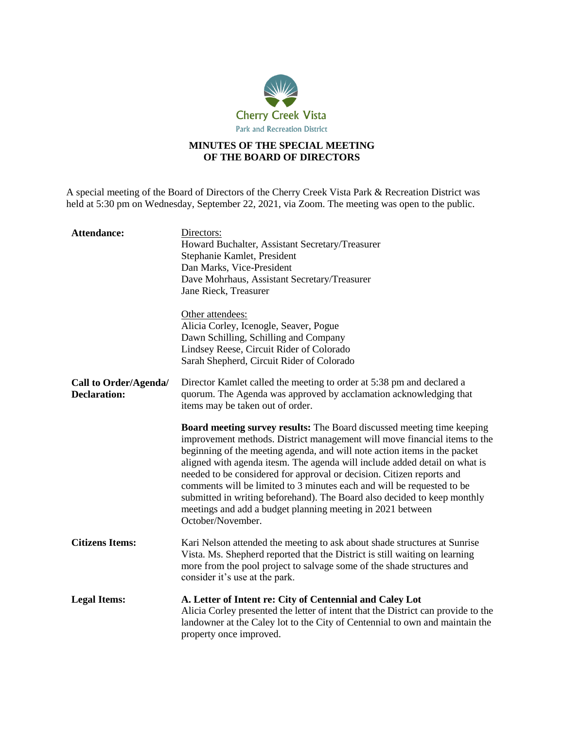Cherry Creek Vista
Park and Recreation District

# MINUTES OF THE SPECIAL MEETING OF THE BOARD OF DIRECTORS

A special meeting of the Board of Directors of the Cherry Creek Vista Park & Recreation District was held at 5:30 pm on Wednesday, September 22, 2021, via Zoom. The meeting was open to the public.

**Attendance:**

Directors:
Howard Buchalter, Assistant Secretary/Treasurer
Stephanie Kamlet, President
Dan Marks, Vice-President
Dave Mohrhaus, Assistant Secretary/Treasurer
Jane Rieck, Treasurer

Other attendees:
Alicia Corley, Icenogle, Seaver, Pogue
Dawn Schilling, Schilling and Company
Lindsey Reese, Circuit Rider of Colorado
Sarah Shepherd, Circuit Rider of Colorado

**Call to Order/Agenda/ Declaration:**

Director Kamlet called the meeting to order at 5:38 pm and declared a quorum. The Agenda was approved by acclamation acknowledging that items may be taken out of order.

**Board meeting survey results:** The Board discussed meeting time keeping improvement methods. District management will move financial items to the beginning of the meeting agenda, and will note action items in the packet aligned with agenda itesm. The agenda will include added detail on what is needed to be considered for approval or decision. Citizen reports and comments will be limited to 3 minutes each and will be requested to be submitted in writing beforehand). The Board also decided to keep monthly meetings and add a budget planning meeting in 2021 between October/November.

**Citizens Items:**

Kari Nelson attended the meeting to ask about shade structures at Sunrise Vista. Ms. Shepherd reported that the District is still waiting on learning more from the pool project to salvage some of the shade structures and consider it's use at the park.

**Legal Items:**

**A. Letter of Intent re: City of Centennial and Caley Lot**
Alicia Corley presented the letter of intent that the District can provide to the landowner at the Caley lot to the City of Centennial to own and maintain the property once improved.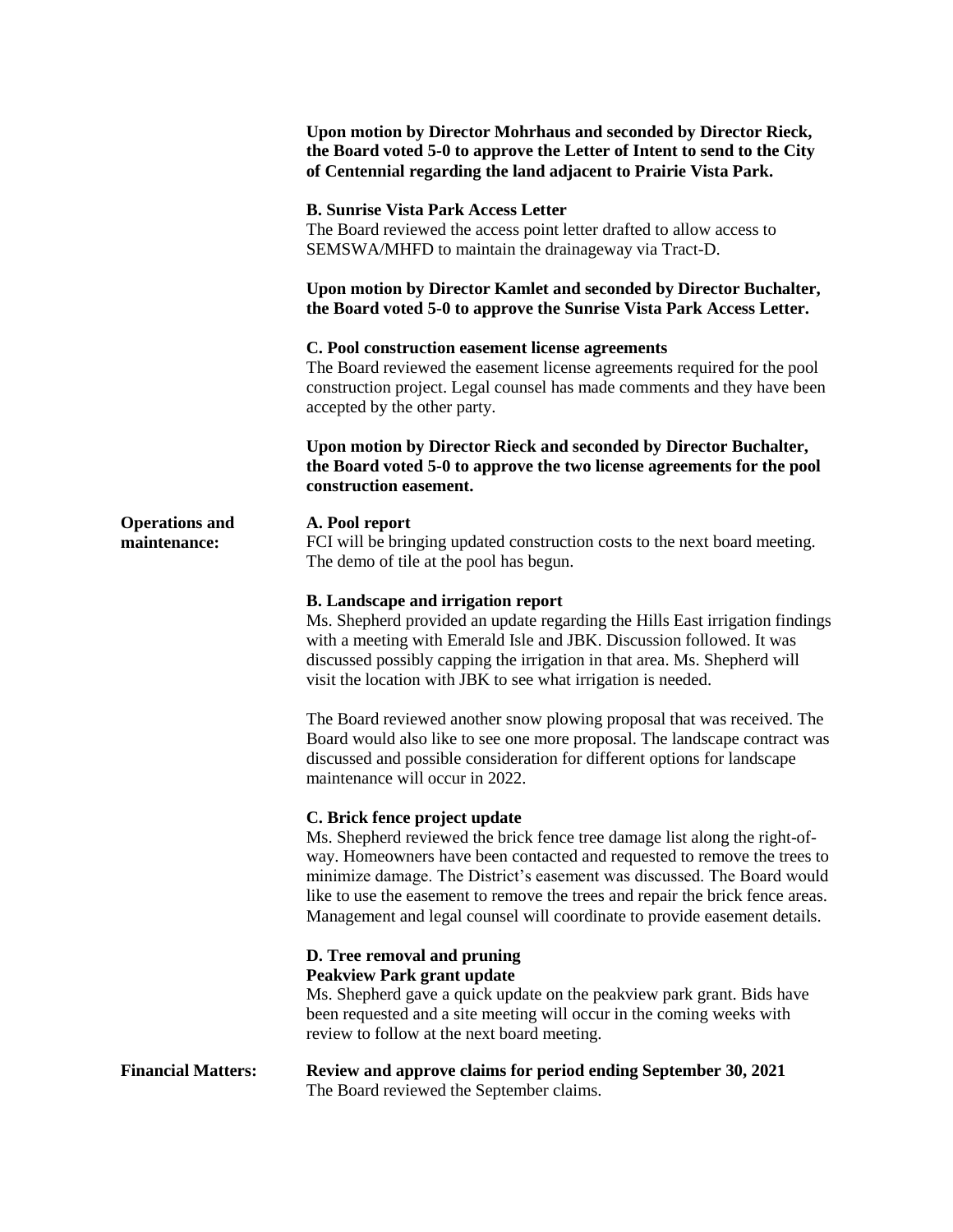**Upon motion by Director Mohrhaus and seconded by Director Rieck, the Board voted 5-0 to approve the Letter of Intent to send to the City of Centennial regarding the land adjacent to Prairie Vista Park.**

**B. Sunrise Vista Park Access Letter**
The Board reviewed the access point letter drafted to allow access to SEMSWA/MHFD to maintain the drainageway via Tract-D.

**Upon motion by Director Kamlet and seconded by Director Buchalter, the Board voted 5-0 to approve the Sunrise Vista Park Access Letter.**

**C. Pool construction easement license agreements**
The Board reviewed the easement license agreements required for the pool construction project. Legal counsel has made comments and they have been accepted by the other party.

**Upon motion by Director Rieck and seconded by Director Buchalter, the Board voted 5-0 to approve the two license agreements for the pool construction easement.**

**Operations and maintenance:**

**A. Pool report**
FCI will be bringing updated construction costs to the next board meeting. The demo of tile at the pool has begun.

**B. Landscape and irrigation report**
Ms. Shepherd provided an update regarding the Hills East irrigation findings with a meeting with Emerald Isle and JBK. Discussion followed. It was discussed possibly capping the irrigation in that area. Ms. Shepherd will visit the location with JBK to see what irrigation is needed.

The Board reviewed another snow plowing proposal that was received. The Board would also like to see one more proposal. The landscape contract was discussed and possible consideration for different options for landscape maintenance will occur in 2022.

**C. Brick fence project update**
Ms. Shepherd reviewed the brick fence tree damage list along the right-of-way. Homeowners have been contacted and requested to remove the trees to minimize damage. The District's easement was discussed. The Board would like to use the easement to remove the trees and repair the brick fence areas. Management and legal counsel will coordinate to provide easement details.

**D. Tree removal and pruning**
**Peakview Park grant update**
Ms. Shepherd gave a quick update on the peakview park grant. Bids have been requested and a site meeting will occur in the coming weeks with review to follow at the next board meeting.

**Financial Matters:**

**Review and approve claims for period ending September 30, 2021**
The Board reviewed the September claims.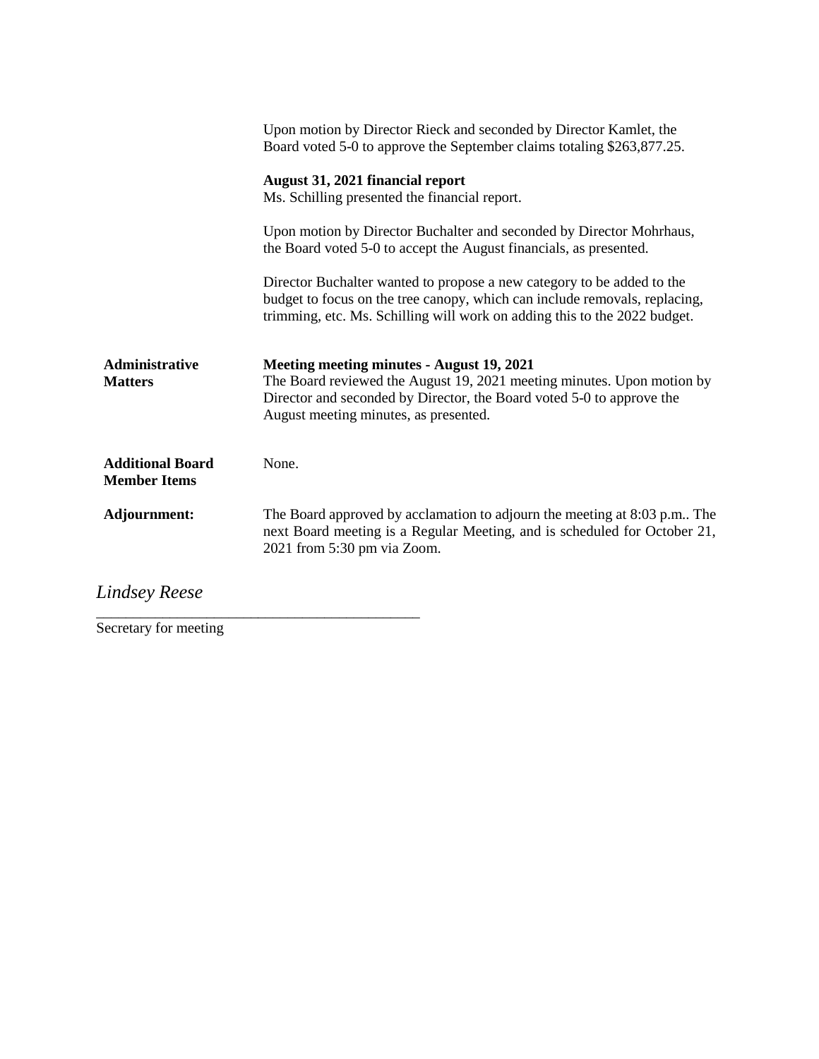Upon motion by Director Rieck and seconded by Director Kamlet, the Board voted 5-0 to approve the September claims totaling $263,877.25.

**August 31, 2021 financial report**
Ms. Schilling presented the financial report.

Upon motion by Director Buchalter and seconded by Director Mohrhaus, the Board voted 5-0 to accept the August financials, as presented.

Director Buchalter wanted to propose a new category to be added to the budget to focus on the tree canopy, which can include removals, replacing, trimming, etc. Ms. Schilling will work on adding this to the 2022 budget.

**Administrative Matters**

**Meeting meeting minutes - August 19, 2021**
The Board reviewed the August 19, 2021 meeting minutes. Upon motion by Director and seconded by Director, the Board voted 5-0 to approve the August meeting minutes, as presented.

**Additional Board Member Items**

None.

**Adjournment:**

The Board approved by acclamation to adjourn the meeting at 8:03 p.m.. The next Board meeting is a Regular Meeting, and is scheduled for October 21, 2021 from 5:30 pm via Zoom.

*Lindsey Reese*
_____________________________________________
Secretary for meeting